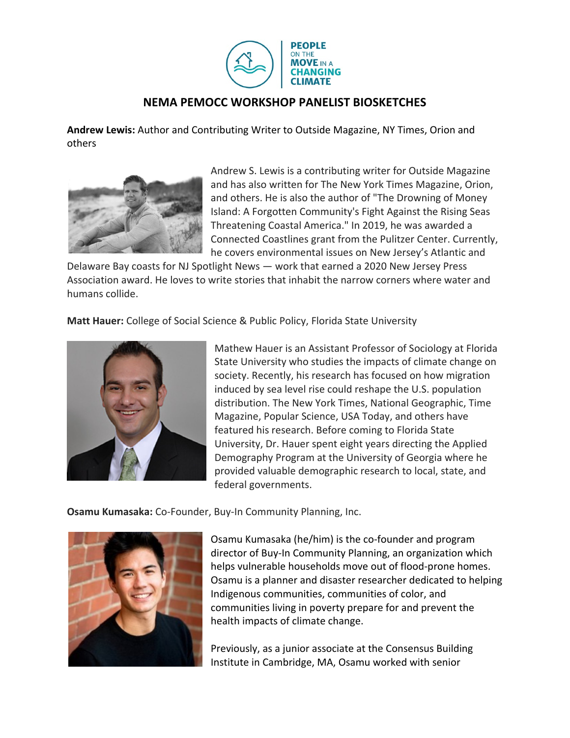PEOPLE ON THE MOVE IN A CHANGING CLIMATE

# NEMA PEMOCC WORKSHOP PANELIST BIOSKETCHES

**Andrew Lewis:** Author and Contributing Writer to Outside Magazine, NY Times, Orion and others

Andrew S. Lewis is a contributing writer for Outside Magazine and has also written for The New York Times Magazine, Orion, and others. He is also the author of "The Drowning of Money Island: A Forgotten Community's Fight Against the Rising Seas Threatening Coastal America." In 2019, he was awarded a Connected Coastlines grant from the Pulitzer Center. Currently, he covers environmental issues on New Jersey's Atlantic and Delaware Bay coasts for NJ Spotlight News — work that earned a 2020 New Jersey Press Association award. He loves to write stories that inhabit the narrow corners where water and humans collide.

**Matt Hauer:** College of Social Science & Public Policy, Florida State University

Mathew Hauer is an Assistant Professor of Sociology at Florida State University who studies the impacts of climate change on society. Recently, his research has focused on how migration induced by sea level rise could reshape the U.S. population distribution. The New York Times, National Geographic, Time Magazine, Popular Science, USA Today, and others have featured his research. Before coming to Florida State University, Dr. Hauer spent eight years directing the Applied Demography Program at the University of Georgia where he provided valuable demographic research to local, state, and federal governments.

**Osamu Kumasaka:** Co-Founder, Buy-In Community Planning, Inc.

Osamu Kumasaka (he/him) is the co-founder and program director of Buy-In Community Planning, an organization which helps vulnerable households move out of flood-prone homes. Osamu is a planner and disaster researcher dedicated to helping Indigenous communities, communities of color, and communities living in poverty prepare for and prevent the health impacts of climate change.

Previously, as a junior associate at the Consensus Building Institute in Cambridge, MA, Osamu worked with senior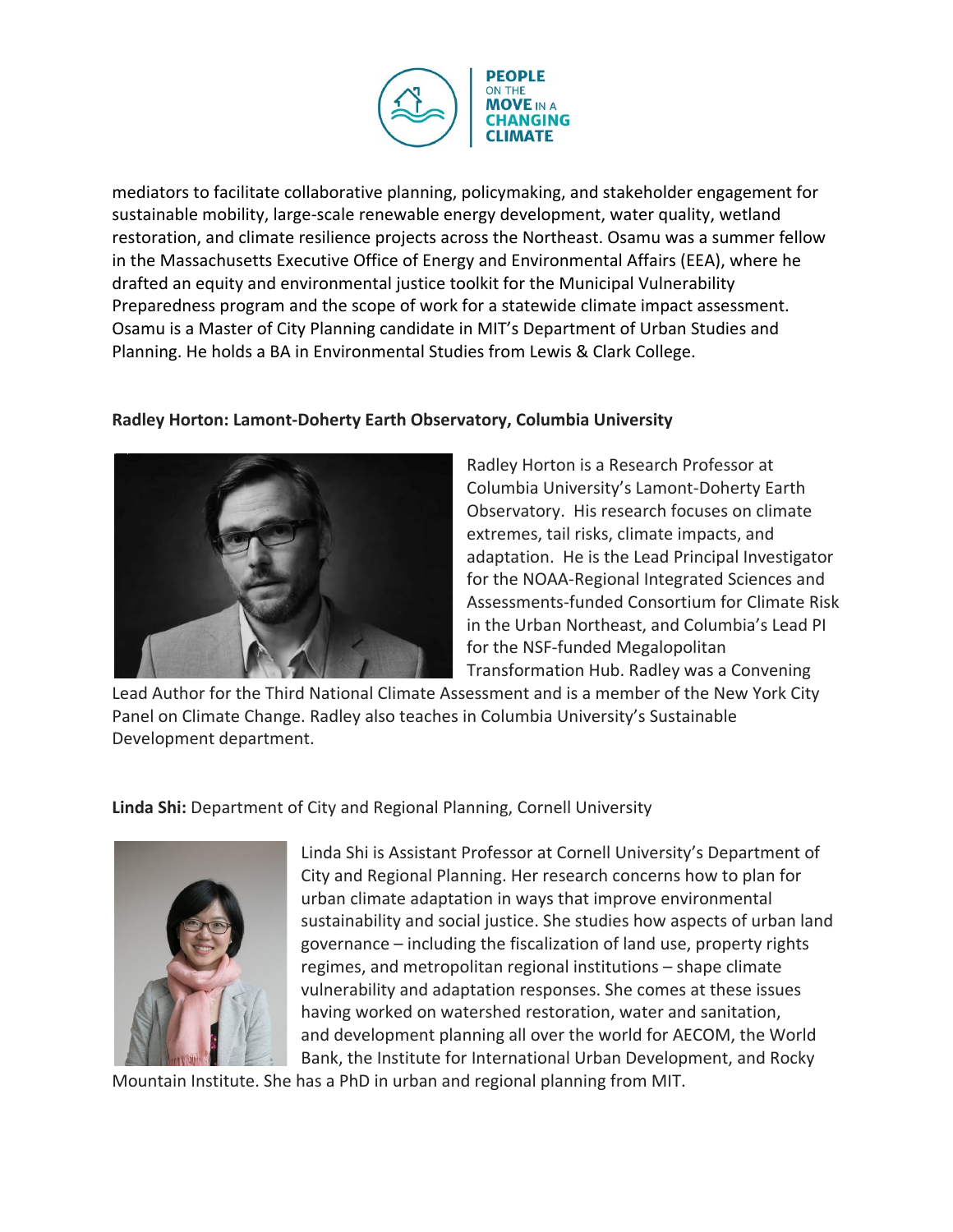mediators to facilitate collaborative planning, policymaking, and stakeholder engagement for sustainable mobility, large-scale renewable energy development, water quality, wetland restoration, and climate resilience projects across the Northeast. Osamu was a summer fellow in the Massachusetts Executive Office of Energy and Environmental Affairs (EEA), where he drafted an equity and environmental justice toolkit for the Municipal Vulnerability Preparedness program and the scope of work for a statewide climate impact assessment. Osamu is a Master of City Planning candidate in MIT's Department of Urban Studies and Planning. He holds a BA in Environmental Studies from Lewis & Clark College.

**Radley Horton: Lamont-Doherty Earth Observatory, Columbia University**

Radley Horton is a Research Professor at Columbia University's Lamont-Doherty Earth Observatory. His research focuses on climate extremes, tail risks, climate impacts, and adaptation. He is the Lead Principal Investigator for the NOAA-Regional Integrated Sciences and Assessments-funded Consortium for Climate Risk in the Urban Northeast, and Columbia's Lead PI for the NSF-funded Megalopolitan Transformation Hub. Radley was a Convening Lead Author for the Third National Climate Assessment and is a member of the New York City Panel on Climate Change. Radley also teaches in Columbia University's Sustainable Development department.

**Linda Shi:** Department of City and Regional Planning, Cornell University

Linda Shi is Assistant Professor at Cornell University's Department of City and Regional Planning. Her research concerns how to plan for urban climate adaptation in ways that improve environmental sustainability and social justice. She studies how aspects of urban land governance – including the fiscalization of land use, property rights regimes, and metropolitan regional institutions – shape climate vulnerability and adaptation responses. She comes at these issues having worked on watershed restoration, water and sanitation, and development planning all over the world for AECOM, the World Bank, the Institute for International Urban Development, and Rocky Mountain Institute. She has a PhD in urban and regional planning from MIT.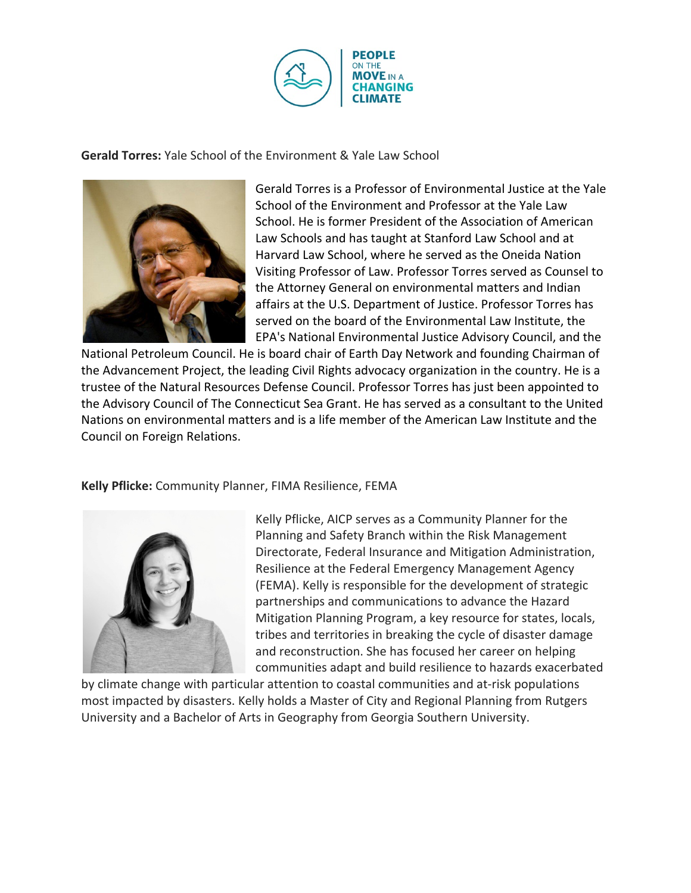**Gerald Torres:** Yale School of the Environment & Yale Law School

Gerald Torres is a Professor of Environmental Justice at the Yale School of the Environment and Professor at the Yale Law School. He is former President of the Association of American Law Schools and has taught at Stanford Law School and at Harvard Law School, where he served as the Oneida Nation Visiting Professor of Law. Professor Torres served as Counsel to the Attorney General on environmental matters and Indian affairs at the U.S. Department of Justice. Professor Torres has served on the board of the Environmental Law Institute, the EPA's National Environmental Justice Advisory Council, and the National Petroleum Council. He is board chair of Earth Day Network and founding Chairman of the Advancement Project, the leading Civil Rights advocacy organization in the country. He is a trustee of the Natural Resources Defense Council. Professor Torres has just been appointed to the Advisory Council of The Connecticut Sea Grant. He has served as a consultant to the United Nations on environmental matters and is a life member of the American Law Institute and the Council on Foreign Relations.

**Kelly Pflicke:** Community Planner, FIMA Resilience, FEMA

Kelly Pflicke, AICP serves as a Community Planner for the Planning and Safety Branch within the Risk Management Directorate, Federal Insurance and Mitigation Administration, Resilience at the Federal Emergency Management Agency (FEMA). Kelly is responsible for the development of strategic partnerships and communications to advance the Hazard Mitigation Planning Program, a key resource for states, locals, tribes and territories in breaking the cycle of disaster damage and reconstruction. She has focused her career on helping communities adapt and build resilience to hazards exacerbated by climate change with particular attention to coastal communities and at-risk populations most impacted by disasters. Kelly holds a Master of City and Regional Planning from Rutgers University and a Bachelor of Arts in Geography from Georgia Southern University.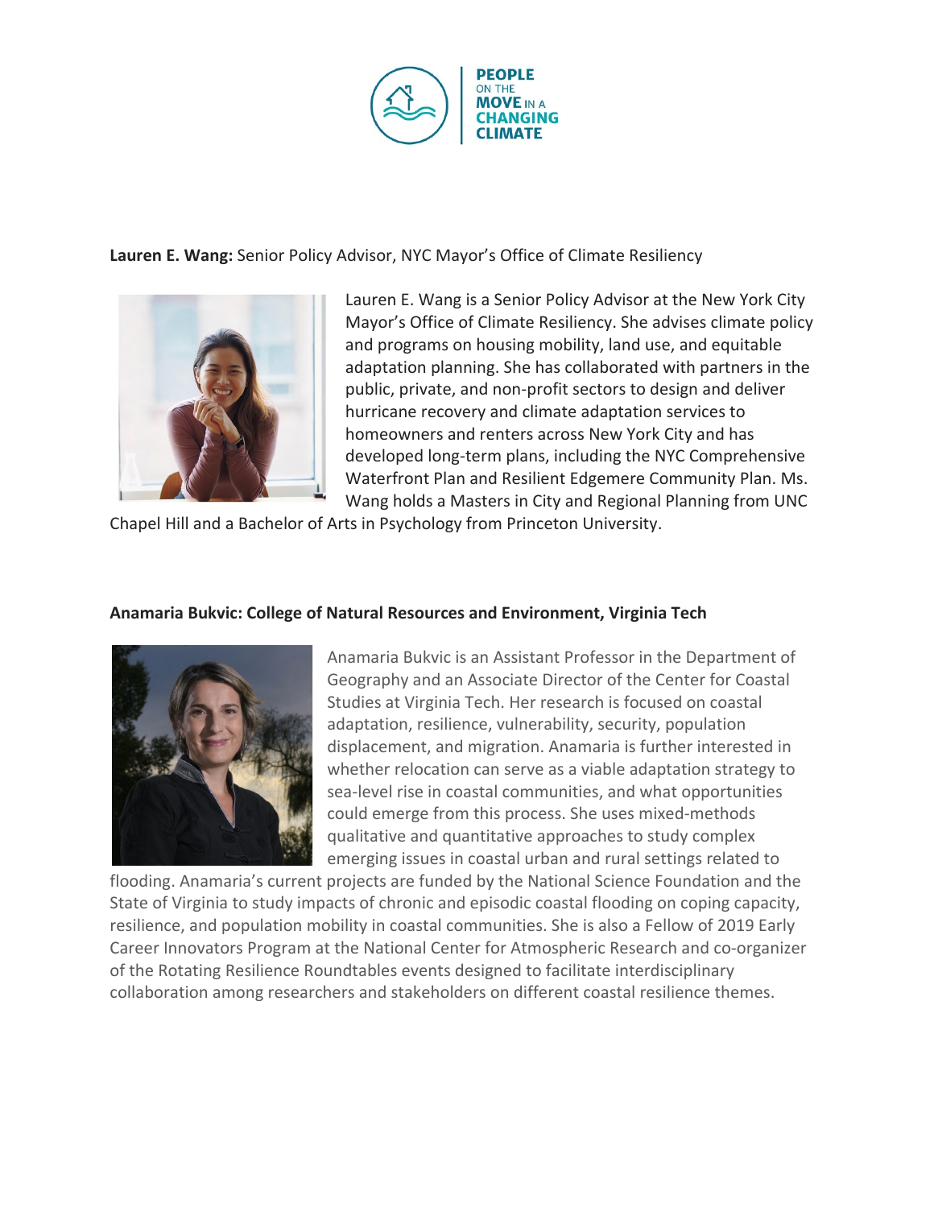**Lauren E. Wang:** Senior Policy Advisor, NYC Mayor's Office of Climate Resiliency

Lauren E. Wang is a Senior Policy Advisor at the New York City Mayor's Office of Climate Resiliency. She advises climate policy and programs on housing mobility, land use, and equitable adaptation planning. She has collaborated with partners in the public, private, and non-profit sectors to design and deliver hurricane recovery and climate adaptation services to homeowners and renters across New York City and has developed long-term plans, including the NYC Comprehensive Waterfront Plan and Resilient Edgemere Community Plan. Ms. Wang holds a Masters in City and Regional Planning from UNC Chapel Hill and a Bachelor of Arts in Psychology from Princeton University.

**Anamaria Bukvic: College of Natural Resources and Environment, Virginia Tech**

Anamaria Bukvic is an Assistant Professor in the Department of Geography and an Associate Director of the Center for Coastal Studies at Virginia Tech. Her research is focused on coastal adaptation, resilience, vulnerability, security, population displacement, and migration. Anamaria is further interested in whether relocation can serve as a viable adaptation strategy to sea-level rise in coastal communities, and what opportunities could emerge from this process. She uses mixed-methods qualitative and quantitative approaches to study complex emerging issues in coastal urban and rural settings related to flooding. Anamaria's current projects are funded by the National Science Foundation and the State of Virginia to study impacts of chronic and episodic coastal flooding on coping capacity, resilience, and population mobility in coastal communities. She is also a Fellow of 2019 Early Career Innovators Program at the National Center for Atmospheric Research and co-organizer of the Rotating Resilience Roundtables events designed to facilitate interdisciplinary collaboration among researchers and stakeholders on different coastal resilience themes.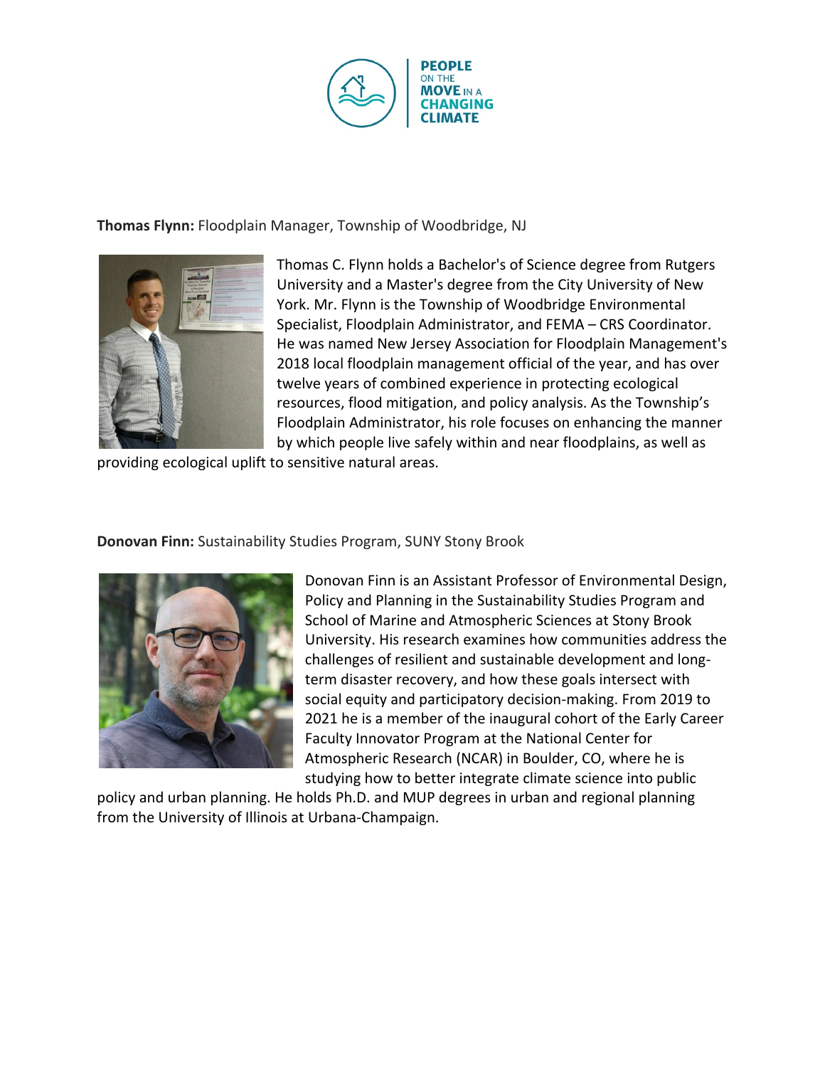**Thomas Flynn:** Floodplain Manager, Township of Woodbridge, NJ

Thomas C. Flynn holds a Bachelor's of Science degree from Rutgers University and a Master's degree from the City University of New York. Mr. Flynn is the Township of Woodbridge Environmental Specialist, Floodplain Administrator, and FEMA – CRS Coordinator. He was named New Jersey Association for Floodplain Management's 2018 local floodplain management official of the year, and has over twelve years of combined experience in protecting ecological resources, flood mitigation, and policy analysis. As the Township's Floodplain Administrator, his role focuses on enhancing the manner by which people live safely within and near floodplains, as well as providing ecological uplift to sensitive natural areas.

**Donovan Finn:** Sustainability Studies Program, SUNY Stony Brook

Donovan Finn is an Assistant Professor of Environmental Design, Policy and Planning in the Sustainability Studies Program and School of Marine and Atmospheric Sciences at Stony Brook University. His research examines how communities address the challenges of resilient and sustainable development and long-term disaster recovery, and how these goals intersect with social equity and participatory decision-making. From 2019 to 2021 he is a member of the inaugural cohort of the Early Career Faculty Innovator Program at the National Center for Atmospheric Research (NCAR) in Boulder, CO, where he is studying how to better integrate climate science into public policy and urban planning. He holds Ph.D. and MUP degrees in urban and regional planning from the University of Illinois at Urbana-Champaign.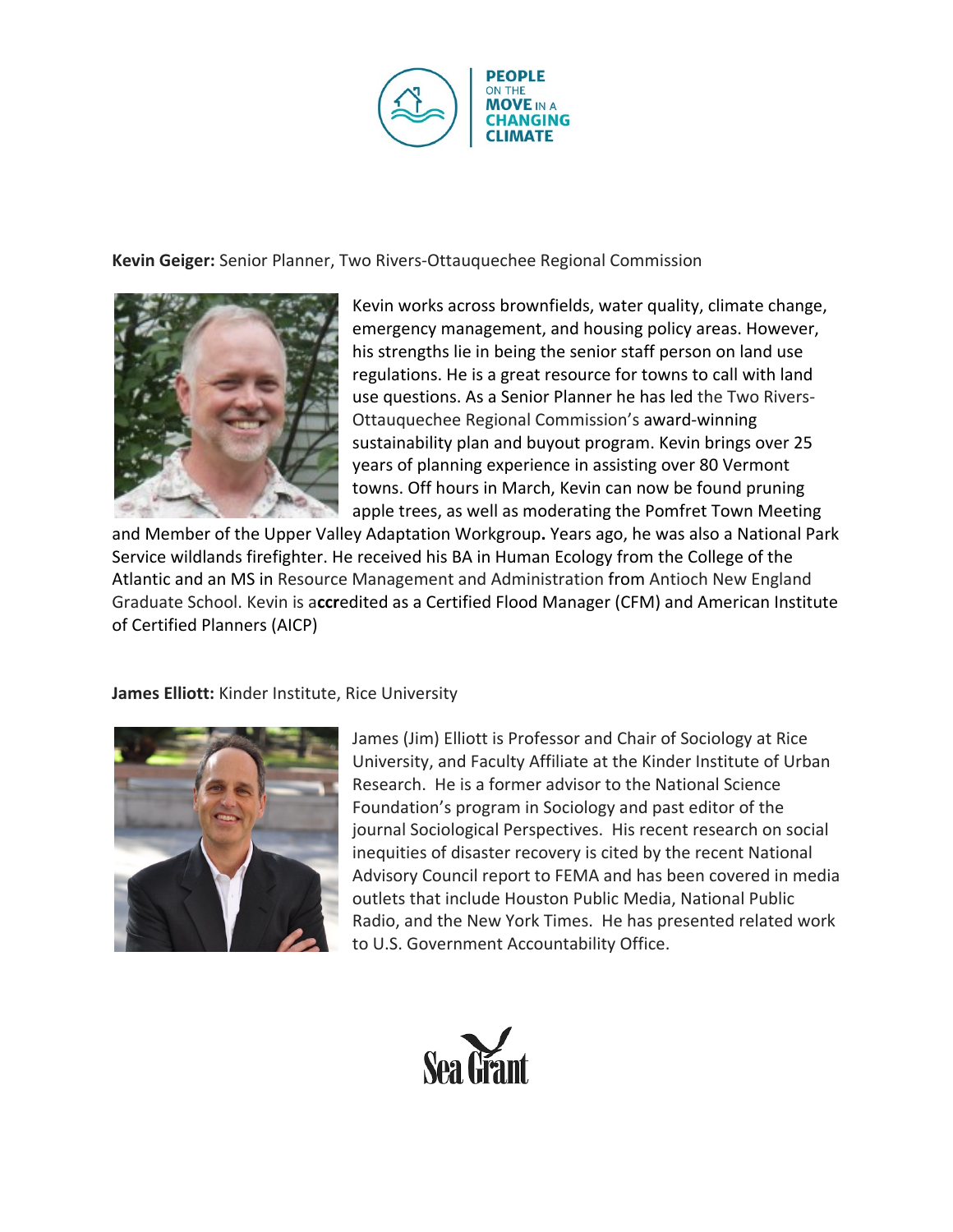**Kevin Geiger:** Senior Planner, Two Rivers-Ottauquechee Regional Commission

Kevin works across brownfields, water quality, climate change, emergency management, and housing policy areas. However, his strengths lie in being the senior staff person on land use regulations. He is a great resource for towns to call with land use questions. As a Senior Planner he has led the Two Rivers-Ottauquechee Regional Commission's award-winning sustainability plan and buyout program. Kevin brings over 25 years of planning experience in assisting over 80 Vermont towns. Off hours in March, Kevin can now be found pruning apple trees, as well as moderating the Pomfret Town Meeting and Member of the Upper Valley Adaptation Workgroup**.** Years ago, he was also a National Park Service wildlands firefighter. He received his BA in Human Ecology from the College of the Atlantic and an MS in Resource Management and Administration from Antioch New England Graduate School. Kevin is a**ccr**edited as a Certified Flood Manager (CFM) and American Institute of Certified Planners (AICP)

**James Elliott:** Kinder Institute, Rice University

James (Jim) Elliott is Professor and Chair of Sociology at Rice University, and Faculty Affiliate at the Kinder Institute of Urban Research. He is a former advisor to the National Science Foundation's program in Sociology and past editor of the journal Sociological Perspectives. His recent research on social inequities of disaster recovery is cited by the recent National Advisory Council report to FEMA and has been covered in media outlets that include Houston Public Media, National Public Radio, and the New York Times. He has presented related work to U.S. Government Accountability Office.